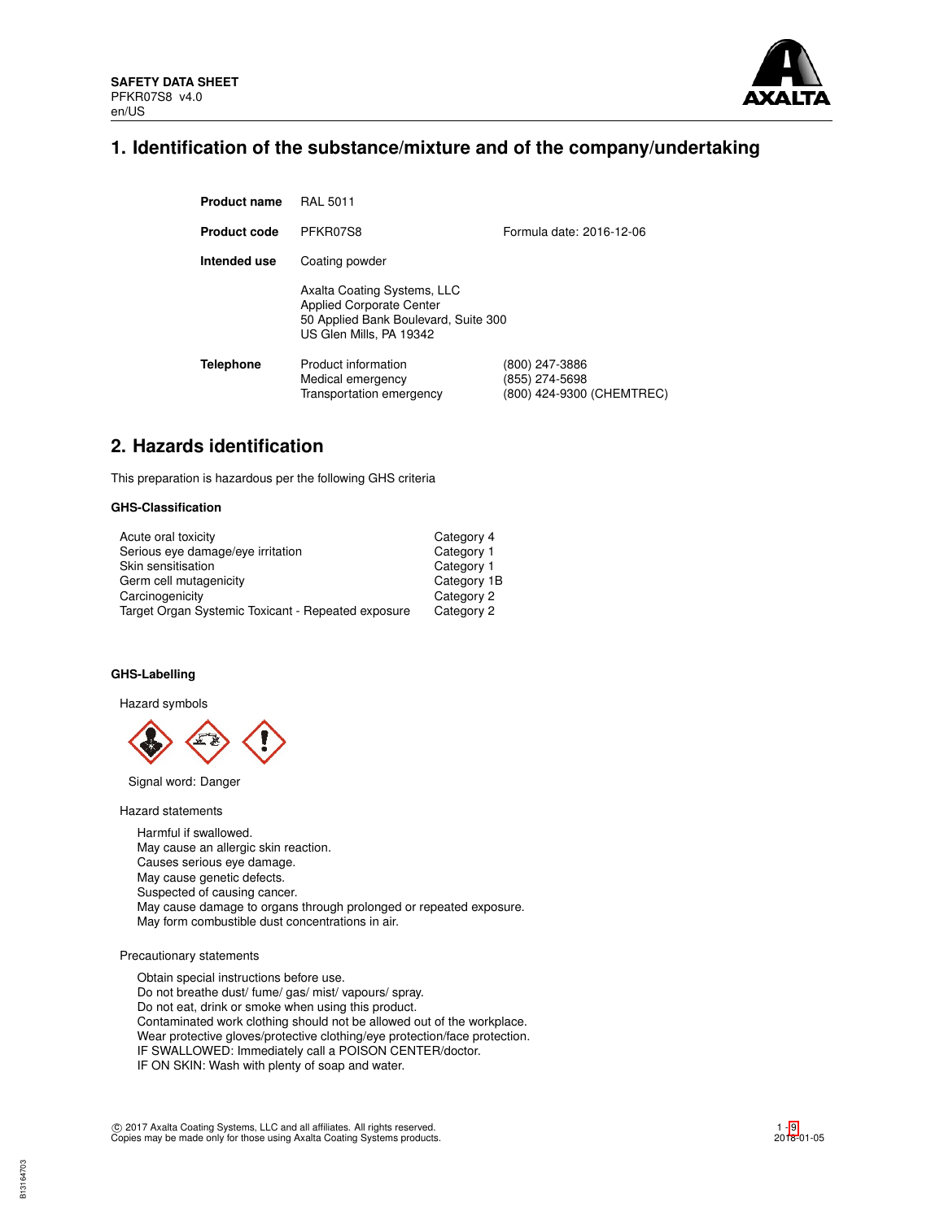**SAFETY DATA SHEET**
PFKR07S8 v4.0
en/US

# 1. Identification of the substance/mixture and of the company/undertaking

| | | |
|---|---|---|
| **Product name** | RAL 5011 | |
| **Product code** | PFKR07S8 | Formula date: 2016-12-06 |
| **Intended use** | Coating powder | |
| | Axalta Coating Systems, LLC<br>Applied Corporate Center<br>50 Applied Bank Boulevard, Suite 300<br>US Glen Mills, PA 19342 | |
| **Telephone** | Product information<br>Medical emergency<br>Transportation emergency | (800) 247-3886<br>(855) 274-5698<br>(800) 424-9300 (CHEMTREC) |

# 2. Hazards identification

This preparation is hazardous per the following GHS criteria

### GHS-Classification

| | |
|---|---|
| Acute oral toxicity | Category 4 |
| Serious eye damage/eye irritation | Category 1 |
| Skin sensitisation | Category 1 |
| Germ cell mutagenicity | Category 1B |
| Carcinogenicity | Category 2 |
| Target Organ Systemic Toxicant - Repeated exposure | Category 2 |

### GHS-Labelling

Hazard symbols

Signal word: Danger

Hazard statements

Harmful if swallowed.
May cause an allergic skin reaction.
Causes serious eye damage.
May cause genetic defects.
Suspected of causing cancer.
May cause damage to organs through prolonged or repeated exposure.
May form combustible dust concentrations in air.

Precautionary statements

Obtain special instructions before use.
Do not breathe dust/ fume/ gas/ mist/ vapours/ spray.
Do not eat, drink or smoke when using this product.
Contaminated work clothing should not be allowed out of the workplace.
Wear protective gloves/protective clothing/eye protection/face protection.
IF SWALLOWED: Immediately call a POISON CENTER/doctor.
IF ON SKIN: Wash with plenty of soap and water.

© 2017 Axalta Coating Systems, LLC and all affiliates. All rights reserved.
Copies may be made only for those using Axalta Coating Systems products.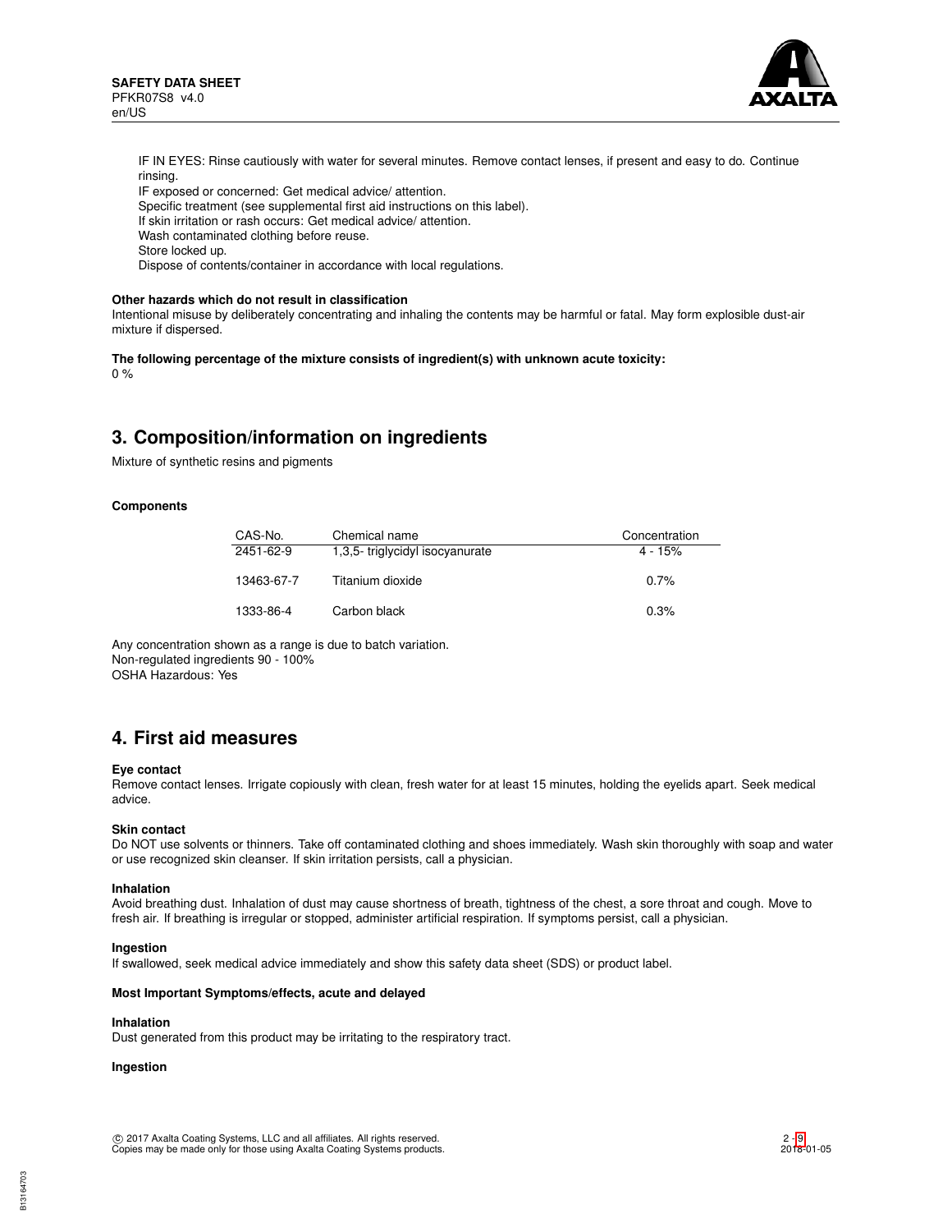IF IN EYES: Rinse cautiously with water for several minutes. Remove contact lenses, if present and easy to do. Continue rinsing.
IF exposed or concerned: Get medical advice/ attention.
Specific treatment (see supplemental first aid instructions on this label).
If skin irritation or rash occurs: Get medical advice/ attention.
Wash contaminated clothing before reuse.
Store locked up.
Dispose of contents/container in accordance with local regulations.

**Other hazards which do not result in classification**
Intentional misuse by deliberately concentrating and inhaling the contents may be harmful or fatal. May form explosible dust-air mixture if dispersed.

**The following percentage of the mixture consists of ingredient(s) with unknown acute toxicity:**
0 %

## 3. Composition/information on ingredients

Mixture of synthetic resins and pigments

**Components**

| CAS-No. | Chemical name | Concentration |
|---|---|---|
| 2451-62-9 | 1,3,5- triglycidyl isocyanurate | 4 - 15% |
| 13463-67-7 | Titanium dioxide | 0.7% |
| 1333-86-4 | Carbon black | 0.3% |

Any concentration shown as a range is due to batch variation.
Non-regulated ingredients 90 - 100%
OSHA Hazardous: Yes

## 4. First aid measures

**Eye contact**
Remove contact lenses. Irrigate copiously with clean, fresh water for at least 15 minutes, holding the eyelids apart. Seek medical advice.

**Skin contact**
Do NOT use solvents or thinners. Take off contaminated clothing and shoes immediately. Wash skin thoroughly with soap and water or use recognized skin cleanser. If skin irritation persists, call a physician.

**Inhalation**
Avoid breathing dust. Inhalation of dust may cause shortness of breath, tightness of the chest, a sore throat and cough. Move to fresh air. If breathing is irregular or stopped, administer artificial respiration. If symptoms persist, call a physician.

**Ingestion**
If swallowed, seek medical advice immediately and show this safety data sheet (SDS) or product label.

**Most Important Symptoms/effects, acute and delayed**

**Inhalation**
Dust generated from this product may be irritating to the respiratory tract.

**Ingestion**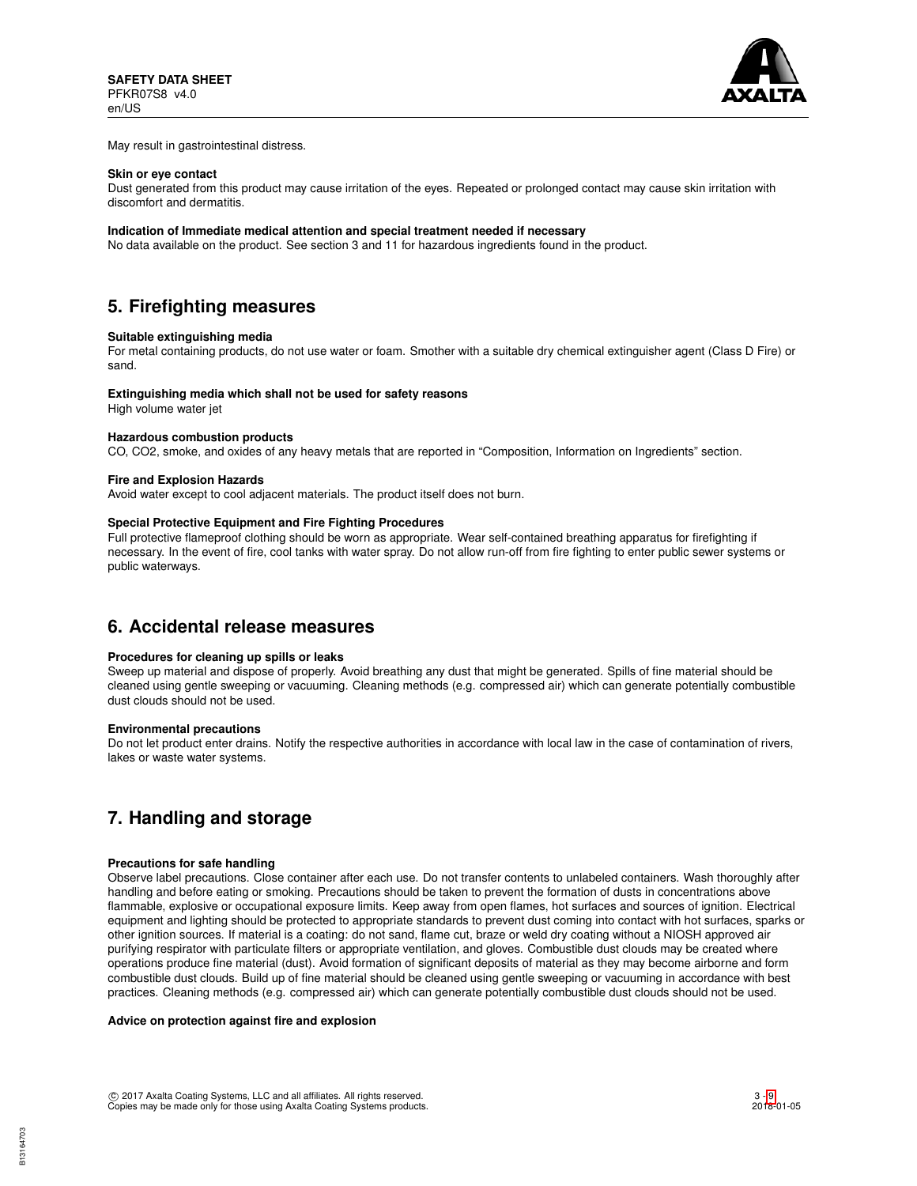May result in gastrointestinal distress.

**Skin or eye contact**
Dust generated from this product may cause irritation of the eyes. Repeated or prolonged contact may cause skin irritation with discomfort and dermatitis.

**Indication of Immediate medical attention and special treatment needed if necessary**
No data available on the product. See section 3 and 11 for hazardous ingredients found in the product.

## 5. Firefighting measures

**Suitable extinguishing media**
For metal containing products, do not use water or foam. Smother with a suitable dry chemical extinguisher agent (Class D Fire) or sand.

**Extinguishing media which shall not be used for safety reasons**
High volume water jet

**Hazardous combustion products**
CO, $CO_2$, smoke, and oxides of any heavy metals that are reported in “Composition, Information on Ingredients” section.

**Fire and Explosion Hazards**
Avoid water except to cool adjacent materials. The product itself does not burn.

**Special Protective Equipment and Fire Fighting Procedures**
Full protective flameproof clothing should be worn as appropriate. Wear self-contained breathing apparatus for firefighting if necessary. In the event of fire, cool tanks with water spray. Do not allow run-off from fire fighting to enter public sewer systems or public waterways.

## 6. Accidental release measures

**Procedures for cleaning up spills or leaks**
Sweep up material and dispose of properly. Avoid breathing any dust that might be generated. Spills of fine material should be cleaned using gentle sweeping or vacuuming. Cleaning methods (e.g. compressed air) which can generate potentially combustible dust clouds should not be used.

**Environmental precautions**
Do not let product enter drains. Notify the respective authorities in accordance with local law in the case of contamination of rivers, lakes or waste water systems.

## 7. Handling and storage

**Precautions for safe handling**
Observe label precautions. Close container after each use. Do not transfer contents to unlabeled containers. Wash thoroughly after handling and before eating or smoking. Precautions should be taken to prevent the formation of dusts in concentrations above flammable, explosive or occupational exposure limits. Keep away from open flames, hot surfaces and sources of ignition. Electrical equipment and lighting should be protected to appropriate standards to prevent dust coming into contact with hot surfaces, sparks or other ignition sources. If material is a coating: do not sand, flame cut, braze or weld dry coating without a NIOSH approved air purifying respirator with particulate filters or appropriate ventilation, and gloves. Combustible dust clouds may be created where operations produce fine material (dust). Avoid formation of significant deposits of material as they may become airborne and form combustible dust clouds. Build up of fine material should be cleaned using gentle sweeping or vacuuming in accordance with best practices. Cleaning methods (e.g. compressed air) which can generate potentially combustible dust clouds should not be used.

**Advice on protection against fire and explosion**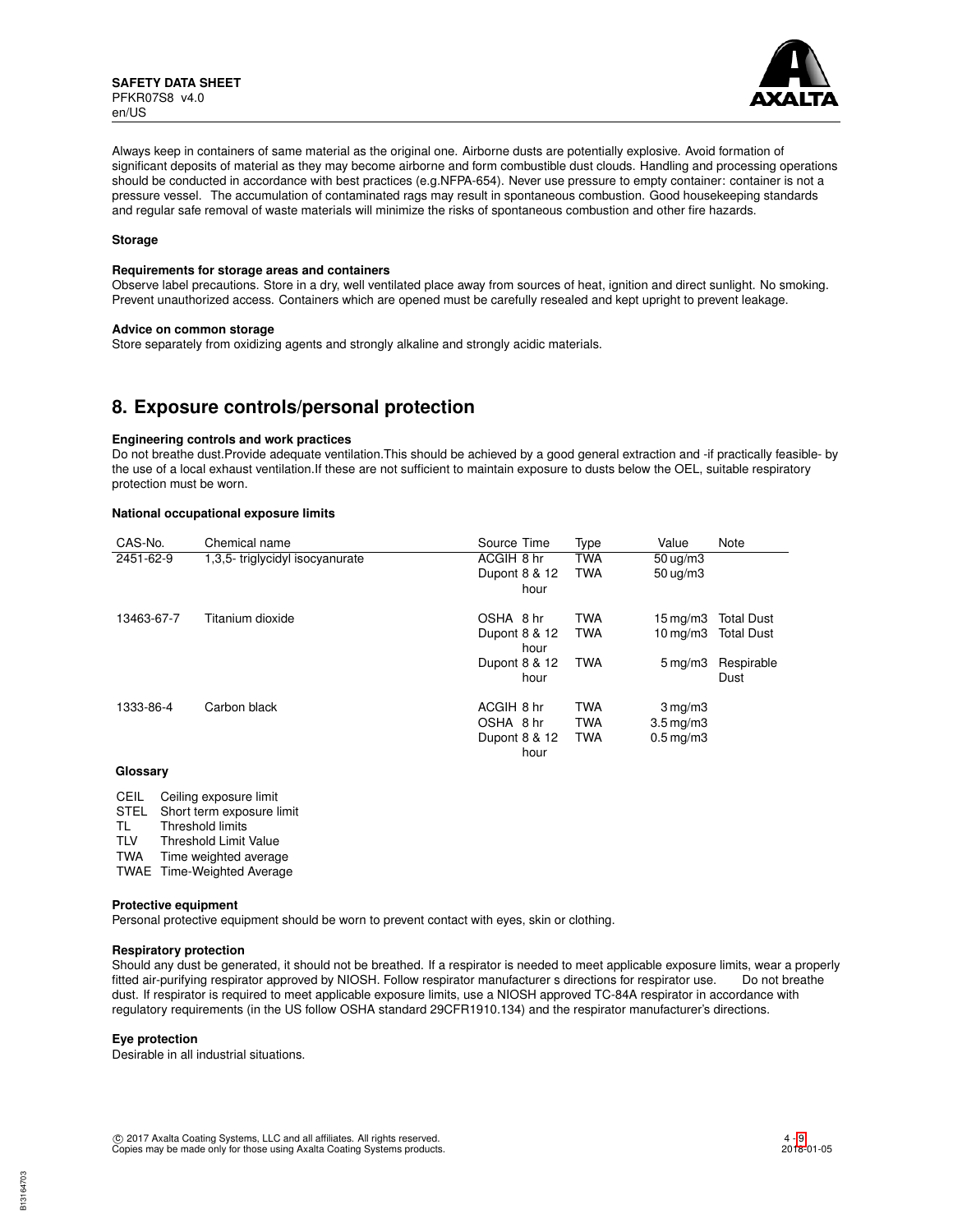Always keep in containers of same material as the original one. Airborne dusts are potentially explosive. Avoid formation of significant deposits of material as they may become airborne and form combustible dust clouds. Handling and processing operations should be conducted in accordance with best practices (e.g.NFPA-654). Never use pressure to empty container: container is not a pressure vessel. The accumulation of contaminated rags may result in spontaneous combustion. Good housekeeping standards and regular safe removal of waste materials will minimize the risks of spontaneous combustion and other fire hazards.

**Storage**

**Requirements for storage areas and containers**
Observe label precautions. Store in a dry, well ventilated place away from sources of heat, ignition and direct sunlight. No smoking. Prevent unauthorized access. Containers which are opened must be carefully resealed and kept upright to prevent leakage.

**Advice on common storage**
Store separately from oxidizing agents and strongly alkaline and strongly acidic materials.

## 8. Exposure controls/personal protection

**Engineering controls and work practices**
Do not breathe dust.Provide adequate ventilation.This should be achieved by a good general extraction and -if practically feasible- by the use of a local exhaust ventilation.If these are not sufficient to maintain exposure to dusts below the OEL, suitable respiratory protection must be worn.

**National occupational exposure limits**

| CAS-No. | Chemical name | Source | Time | Type | Value | Note |
|---|---|---|---|---|---|---|
| 2451-62-9 | 1,3,5- triglycidyl isocyanurate | ACGIH | 8 hr | TWA | 50 ug/m3 | |
| | | Dupont | 8 & 12 hour | TWA | 50 ug/m3 | |
| 13463-67-7 | Titanium dioxide | OSHA | 8 hr | TWA | 15 mg/m3 | Total Dust |
| | | Dupont | 8 & 12 hour | TWA | 10 mg/m3 | Total Dust |
| | | Dupont | 8 & 12 hour | TWA | 5 mg/m3 | Respirable Dust |
| 1333-86-4 | Carbon black | ACGIH | 8 hr | TWA | 3 mg/m3 | |
| | | OSHA | 8 hr | TWA | 3.5 mg/m3 | |
| | | Dupont | 8 & 12 hour | TWA | 0.5 mg/m3 | |

**Glossary**

| | |
|---|---|
| CEIL | Ceiling exposure limit |
| STEL | Short term exposure limit |
| TL | Threshold limits |
| TLV | Threshold Limit Value |
| TWA | Time weighted average |
| TWAE | Time-Weighted Average |

**Protective equipment**
Personal protective equipment should be worn to prevent contact with eyes, skin or clothing.

**Respiratory protection**
Should any dust be generated, it should not be breathed. If a respirator is needed to meet applicable exposure limits, wear a properly fitted air-purifying respirator approved by NIOSH. Follow respirator manufacturer s directions for respirator use. Do not breathe dust. If respirator is required to meet applicable exposure limits, use a NIOSH approved TC-84A respirator in accordance with regulatory requirements (in the US follow OSHA standard 29CFR1910.134) and the respirator manufacturer's directions.

**Eye protection**
Desirable in all industrial situations.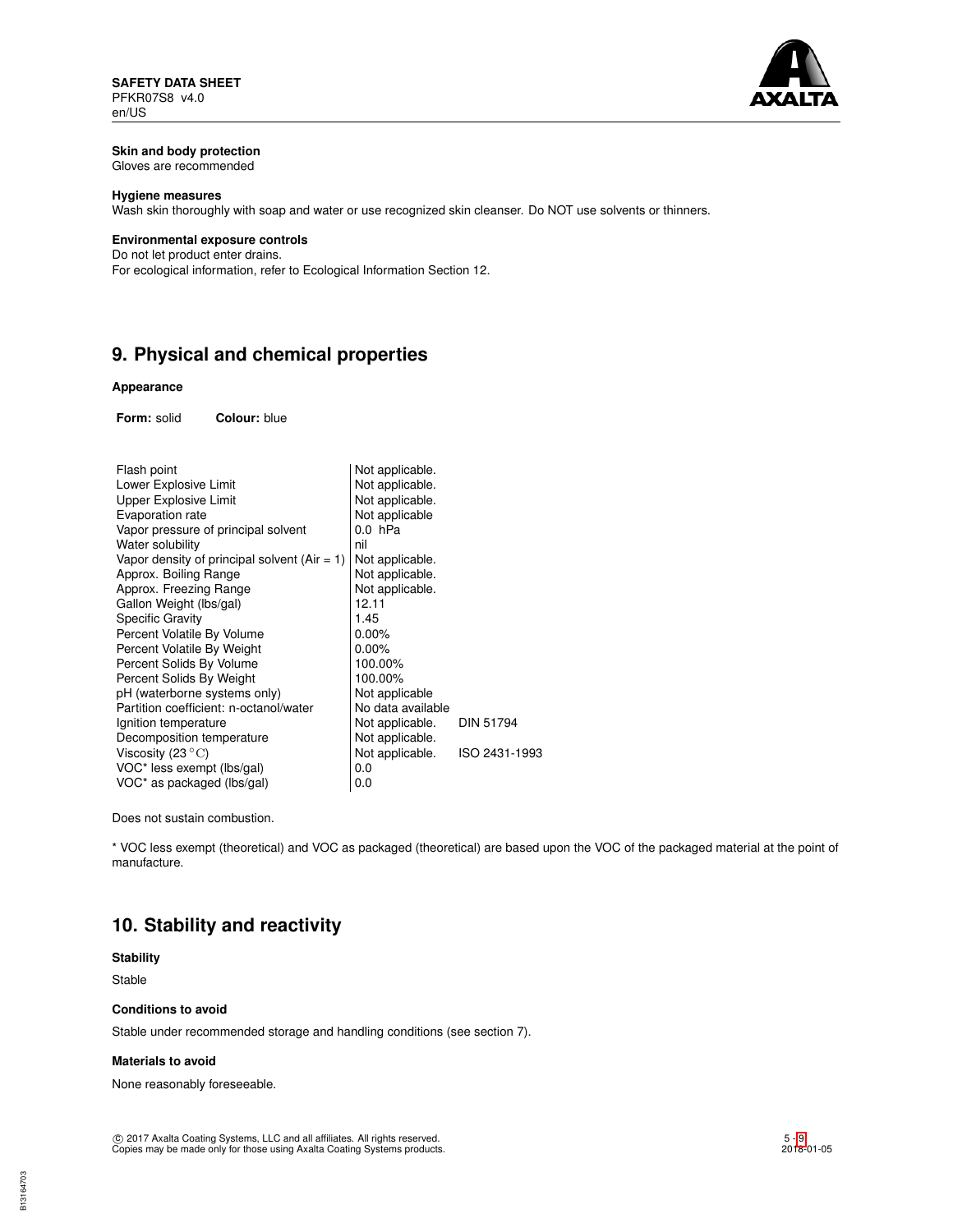**Skin and body protection**
Gloves are recommended

**Hygiene measures**
Wash skin thoroughly with soap and water or use recognized skin cleanser. Do NOT use solvents or thinners.

**Environmental exposure controls**
Do not let product enter drains.
For ecological information, refer to Ecological Information Section 12.

## 9. Physical and chemical properties

**Appearance**

**Form:** solid **Colour:** blue

| Property | Value | Method |
|---|---|---|
| Flash point | Not applicable. | |
| Lower Explosive Limit | Not applicable. | |
| Upper Explosive Limit | Not applicable. | |
| Evaporation rate | Not applicable | |
| Vapor pressure of principal solvent | 0.0 hPa | |
| Water solubility | nil | |
| Vapor density of principal solvent (Air = 1) | Not applicable. | |
| Approx. Boiling Range | Not applicable. | |
| Approx. Freezing Range | Not applicable. | |
| Gallon Weight (lbs/gal) | 12.11 | |
| Specific Gravity | 1.45 | |
| Percent Volatile By Volume | 0.00% | |
| Percent Volatile By Weight | 0.00% | |
| Percent Solids By Volume | 100.00% | |
| Percent Solids By Weight | 100.00% | |
| pH (waterborne systems only) | Not applicable | |
| Partition coefficient: n-octanol/water | No data available | |
| Ignition temperature | Not applicable. | DIN 51794 |
| Decomposition temperature | Not applicable. | |
| Viscosity (23 °C) | Not applicable. | ISO 2431-1993 |
| VOC* less exempt (lbs/gal) | 0.0 | |
| VOC* as packaged (lbs/gal) | 0.0 | |

Does not sustain combustion.

* VOC less exempt (theoretical) and VOC as packaged (theoretical) are based upon the VOC of the packaged material at the point of manufacture.

## 10. Stability and reactivity

**Stability**

Stable

**Conditions to avoid**

Stable under recommended storage and handling conditions (see section 7).

**Materials to avoid**

None reasonably foreseeable.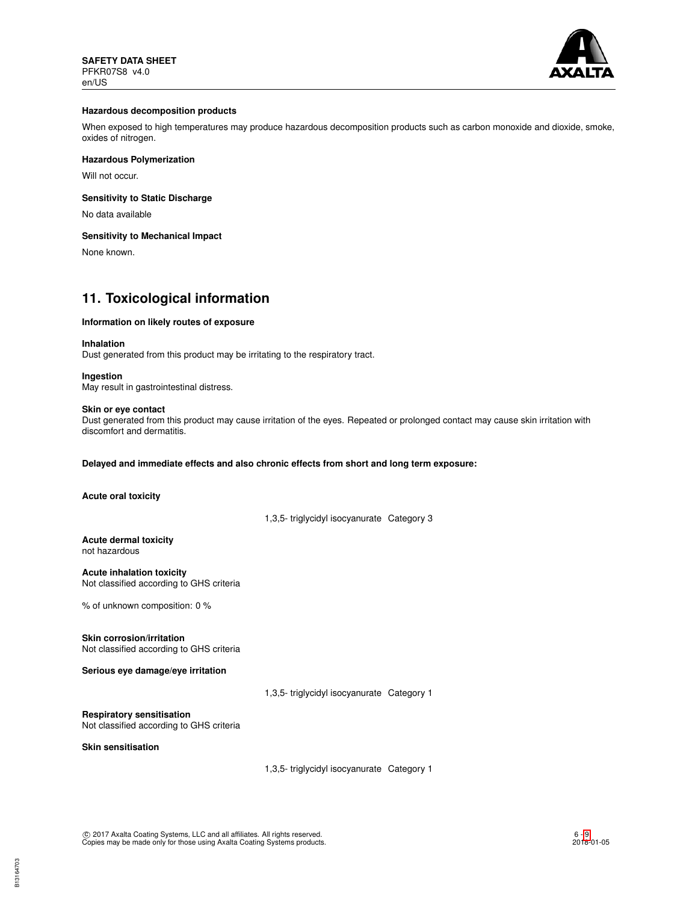#### Hazardous decomposition products

When exposed to high temperatures may produce hazardous decomposition products such as carbon monoxide and dioxide, smoke, oxides of nitrogen.

#### Hazardous Polymerization

Will not occur.

#### Sensitivity to Static Discharge

No data available

#### Sensitivity to Mechanical Impact

None known.

## 11. Toxicological information

#### Information on likely routes of exposure

**Inhalation**
Dust generated from this product may be irritating to the respiratory tract.

**Ingestion**
May result in gastrointestinal distress.

**Skin or eye contact**
Dust generated from this product may cause irritation of the eyes. Repeated or prolonged contact may cause skin irritation with discomfort and dermatitis.

**Delayed and immediate effects and also chronic effects from short and long term exposure:**

**Acute oral toxicity**

| | |
|---|---|
| 1,3,5- triglycidyl isocyanurate | Category 3 |

**Acute dermal toxicity**
not hazardous

**Acute inhalation toxicity**
Not classified according to GHS criteria

% of unknown composition: 0 %

**Skin corrosion/irritation**
Not classified according to GHS criteria

**Serious eye damage/eye irritation**

| | |
|---|---|
| 1,3,5- triglycidyl isocyanurate | Category 1 |

**Respiratory sensitisation**
Not classified according to GHS criteria

**Skin sensitisation**

| | |
|---|---|
| 1,3,5- triglycidyl isocyanurate | Category 1 |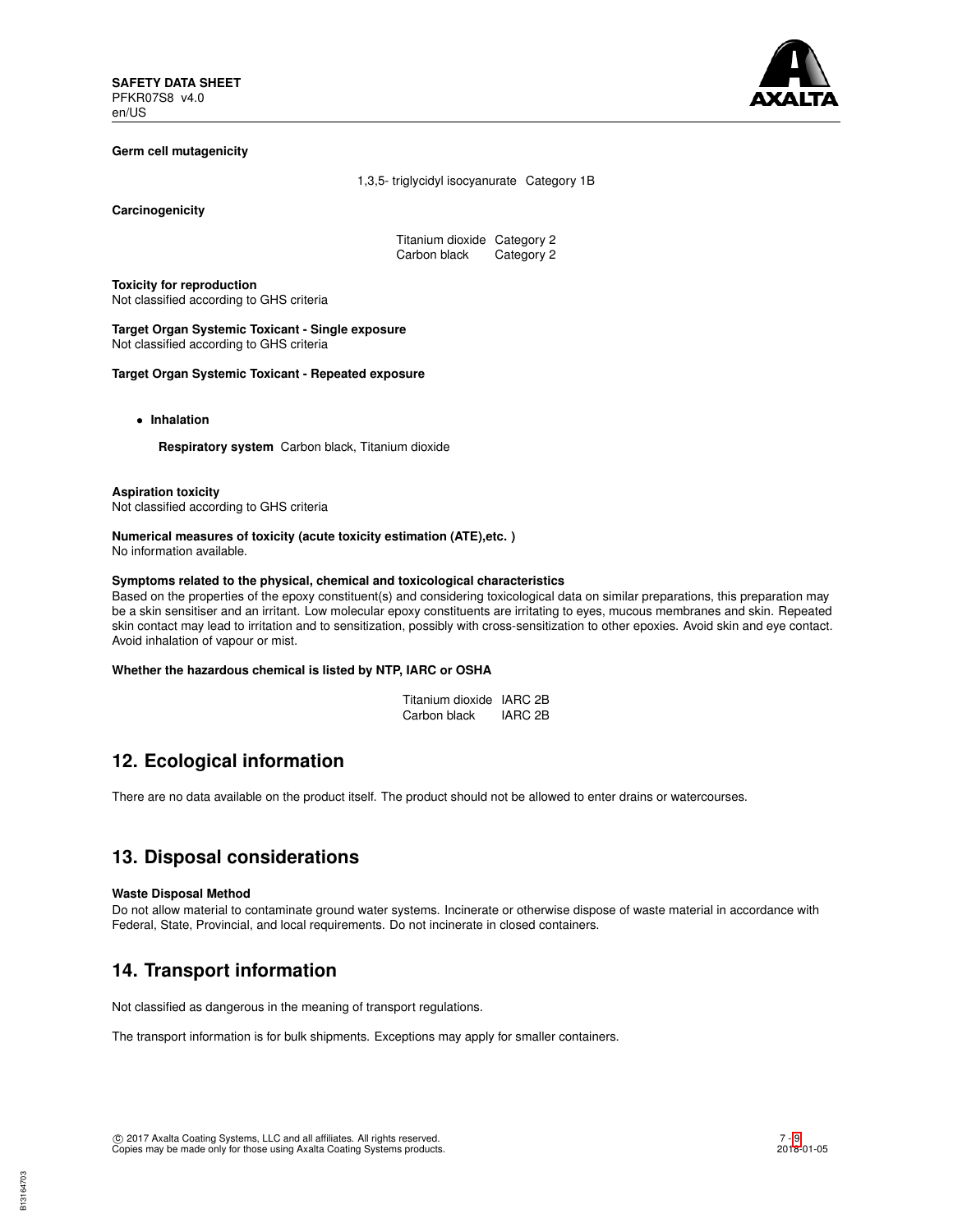**Germ cell mutagenicity**

| | |
|---|---|
| 1,3,5- triglycidyl isocyanurate | Category 1B |

**Carcinogenicity**

| | |
|---|---|
| Titanium dioxide | Category 2 |
| Carbon black | Category 2 |

**Toxicity for reproduction**
Not classified according to GHS criteria

**Target Organ Systemic Toxicant - Single exposure**
Not classified according to GHS criteria

**Target Organ Systemic Toxicant - Repeated exposure**

- **Inhalation**

  **Respiratory system** Carbon black, Titanium dioxide

**Aspiration toxicity**
Not classified according to GHS criteria

**Numerical measures of toxicity (acute toxicity estimation (ATE),etc. )**
No information available.

**Symptoms related to the physical, chemical and toxicological characteristics**
Based on the properties of the epoxy constituent(s) and considering toxicological data on similar preparations, this preparation may be a skin sensitiser and an irritant. Low molecular epoxy constituents are irritating to eyes, mucous membranes and skin. Repeated skin contact may lead to irritation and to sensitization, possibly with cross-sensitization to other epoxies. Avoid skin and eye contact. Avoid inhalation of vapour or mist.

**Whether the hazardous chemical is listed by NTP, IARC or OSHA**

| | |
|---|---|
| Titanium dioxide | IARC 2B |
| Carbon black | IARC 2B |

## 12. Ecological information

There are no data available on the product itself. The product should not be allowed to enter drains or watercourses.

## 13. Disposal considerations

**Waste Disposal Method**
Do not allow material to contaminate ground water systems. Incinerate or otherwise dispose of waste material in accordance with Federal, State, Provincial, and local requirements. Do not incinerate in closed containers.

## 14. Transport information

Not classified as dangerous in the meaning of transport regulations.

The transport information is for bulk shipments. Exceptions may apply for smaller containers.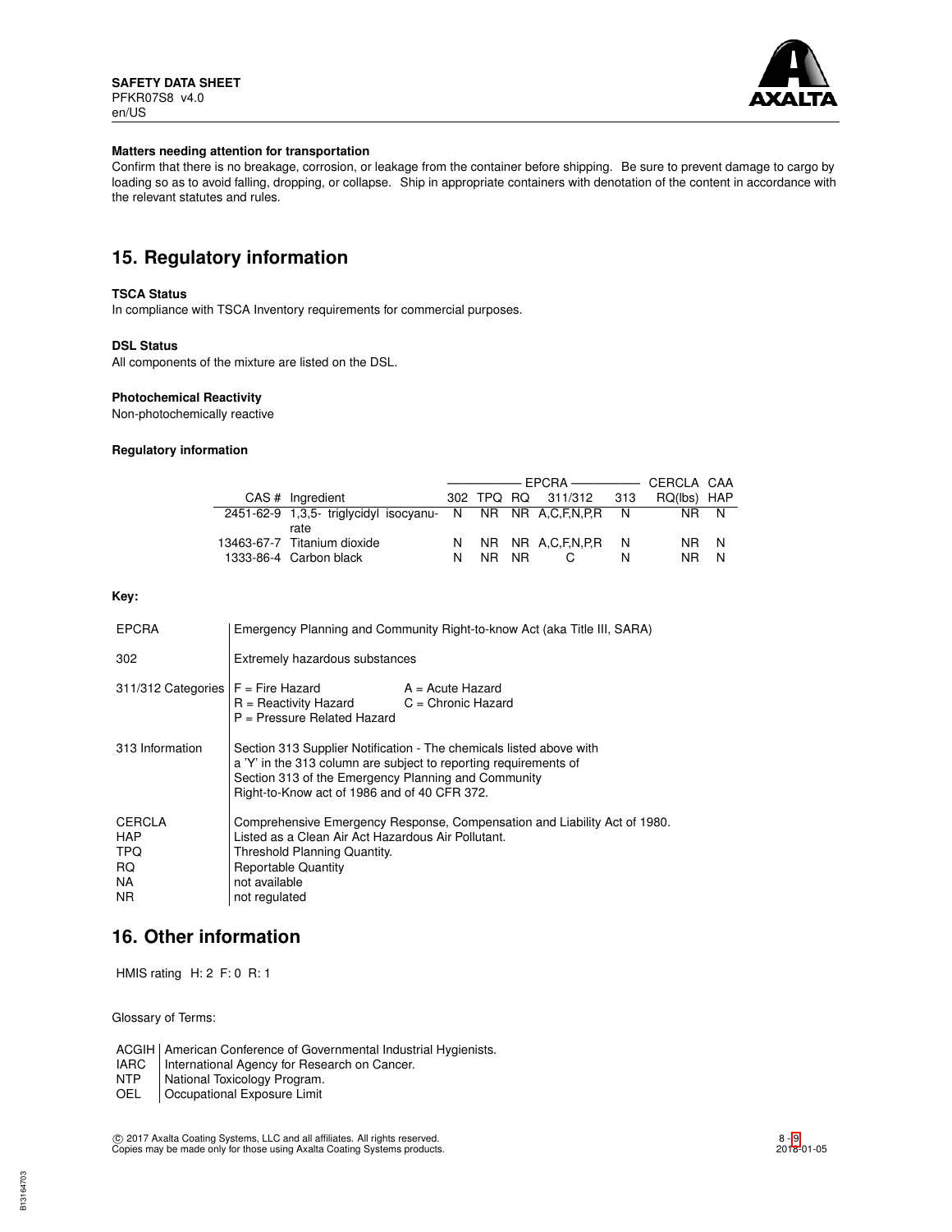**Matters needing attention for transportation**

Confirm that there is no breakage, corrosion, or leakage from the container before shipping. Be sure to prevent damage to cargo by loading so as to avoid falling, dropping, or collapse. Ship in appropriate containers with denotation of the content in accordance with the relevant statutes and rules.

## 15. Regulatory information

**TSCA Status**

In compliance with TSCA Inventory requirements for commercial purposes.

**DSL Status**

All components of the mixture are listed on the DSL.

**Photochemical Reactivity**

Non-photochemically reactive

**Regulatory information**

| | | EPCRA | | | | | CERCLA | CAA |
|---|---|---|---|---|---|---|---|---|
| CAS # | Ingredient | 302 | TPQ | RQ | 311/312 | 313 | RQ(lbs) | HAP |
| 2451-62-9 | 1,3,5- triglycidyl isocyanurate | N | NR | NR | A,C,F,N,P,R | N | NR | N |
| 13463-67-7 | Titanium dioxide | N | NR | NR | A,C,F,N,P,R | N | NR | N |
| 1333-86-4 | Carbon black | N | NR | NR | C | N | NR | N |

**Key:**

| | |
|---|---|
| EPCRA | Emergency Planning and Community Right-to-know Act (aka Title III, SARA) |
| 302 | Extremely hazardous substances |
| 311/312 Categories | F = Fire Hazard; A = Acute Hazard; R = Reactivity Hazard; C = Chronic Hazard; P = Pressure Related Hazard |
| 313 Information | Section 313 Supplier Notification - The chemicals listed above with a 'Y' in the 313 column are subject to reporting requirements of Section 313 of the Emergency Planning and Community Right-to-Know act of 1986 and of 40 CFR 372. |
| CERCLA | Comprehensive Emergency Response, Compensation and Liability Act of 1980. |
| HAP | Listed as a Clean Air Act Hazardous Air Pollutant. |
| TPQ | Threshold Planning Quantity. |
| RQ | Reportable Quantity |
| NA | not available |
| NR | not regulated |

## 16. Other information

HMIS rating H: 2 F: 0 R: 1

Glossary of Terms:

| | |
|---|---|
| ACGIH | American Conference of Governmental Industrial Hygienists. |
| IARC | International Agency for Research on Cancer. |
| NTP | National Toxicology Program. |
| OEL | Occupational Exposure Limit |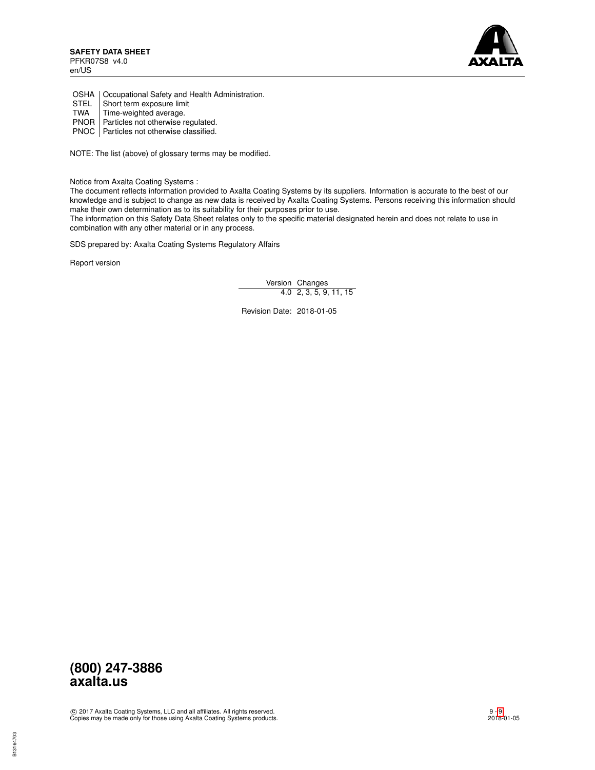| | |
|---|---|
| OSHA | Occupational Safety and Health Administration. |
| STEL | Short term exposure limit |
| TWA | Time-weighted average. |
| PNOR | Particles not otherwise regulated. |
| PNOC | Particles not otherwise classified. |

NOTE: The list (above) of glossary terms may be modified.

Notice from Axalta Coating Systems :
The document reflects information provided to Axalta Coating Systems by its suppliers. Information is accurate to the best of our knowledge and is subject to change as new data is received by Axalta Coating Systems. Persons receiving this information should make their own determination as to its suitability for their purposes prior to use.
The information on this Safety Data Sheet relates only to the specific material designated herein and does not relate to use in combination with any other material or in any process.

SDS prepared by: Axalta Coating Systems Regulatory Affairs

Report version

| Version | Changes |
|---|---|
| 4.0 | 2, 3, 5, 9, 11, 15 |

Revision Date: 2018-01-05

**(800) 247-3886**
**axalta.us**

© 2017 Axalta Coating Systems, LLC and all affiliates. All rights reserved.
Copies may be made only for those using Axalta Coating Systems products.